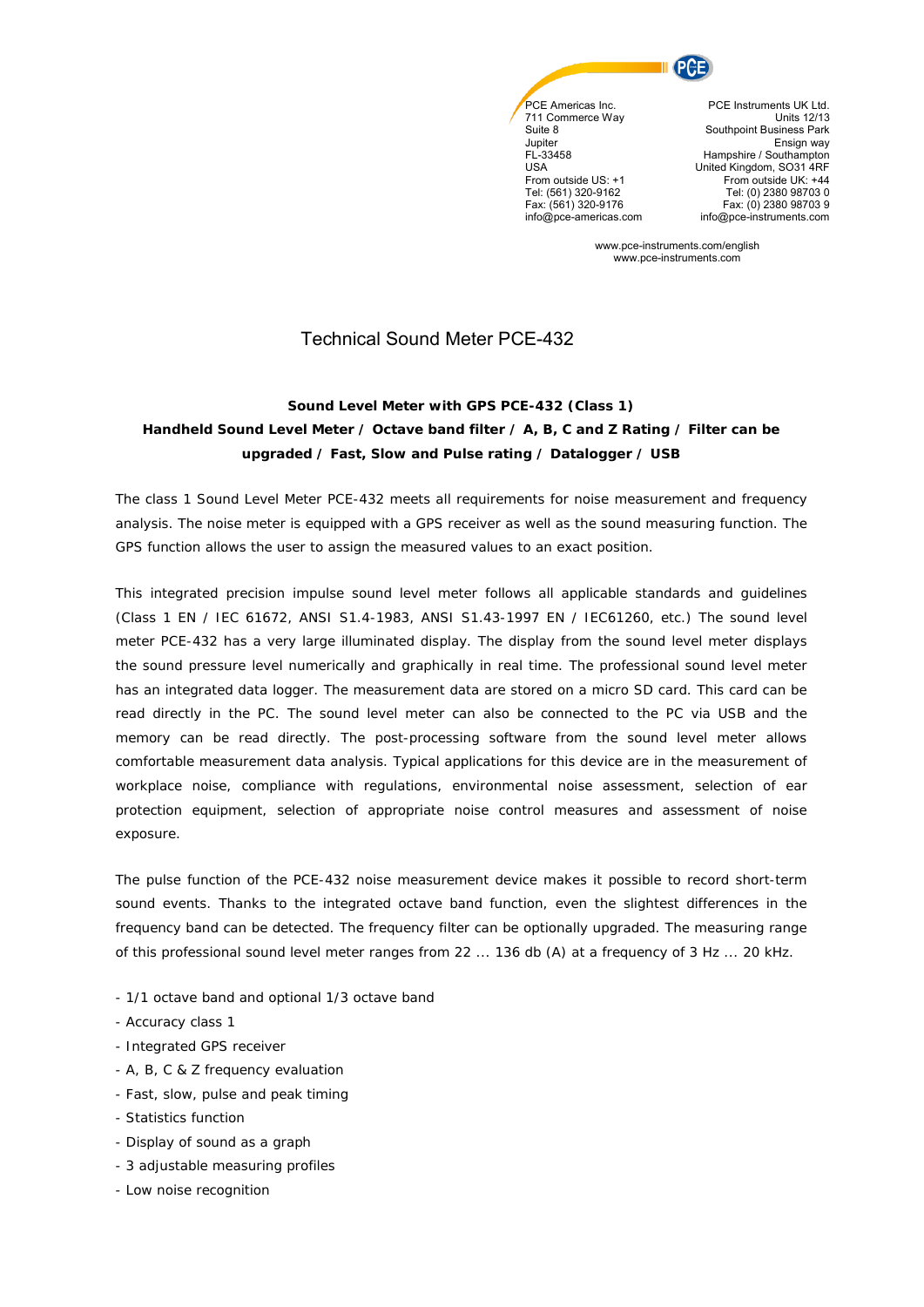PCE Americas Inc.
711 Commerce Way
Suite 8
Jupiter
FL-33458
USA
From outside US: +1
Tel: (561) 320-9162
Fax: (561) 320-9176
info@pce-americas.com

PCE Instruments UK Ltd.
Units 12/13
Southpoint Business Park
Ensign way
Hampshire / Southampton
United Kingdom, SO31 4RF
From outside UK: +44
Tel: (0) 2380 98703 0
Fax: (0) 2380 98703 9
info@pce-instruments.com

www.pce-instruments.com/english
www.pce-instruments.com

# Technical Sound Meter PCE-432

**Sound Level Meter with GPS PCE-432 (Class 1)**
**Handheld Sound Level Meter / Octave band filter / A, B, C and Z Rating / Filter can be upgraded / Fast, Slow and Pulse rating / Datalogger / USB**

The class 1 Sound Level Meter PCE-432 meets all requirements for noise measurement and frequency analysis. The noise meter is equipped with a GPS receiver as well as the sound measuring function. The GPS function allows the user to assign the measured values to an exact position.

This integrated precision impulse sound level meter follows all applicable standards and guidelines (Class 1 EN / IEC 61672, ANSI S1.4-1983, ANSI S1.43-1997 EN / IEC61260, etc.) The sound level meter PCE-432 has a very large illuminated display. The display from the sound level meter displays the sound pressure level numerically and graphically in real time. The professional sound level meter has an integrated data logger. The measurement data are stored on a micro SD card. This card can be read directly in the PC. The sound level meter can also be connected to the PC via USB and the memory can be read directly. The post-processing software from the sound level meter allows comfortable measurement data analysis. Typical applications for this device are in the measurement of workplace noise, compliance with regulations, environmental noise assessment, selection of ear protection equipment, selection of appropriate noise control measures and assessment of noise exposure.

The pulse function of the PCE-432 noise measurement device makes it possible to record short-term sound events. Thanks to the integrated octave band function, even the slightest differences in the frequency band can be detected. The frequency filter can be optionally upgraded. The measuring range of this professional sound level meter ranges from 22 ... 136 db (A) at a frequency of 3 Hz ... 20 kHz.

- 1/1 octave band and optional 1/3 octave band
- Accuracy class 1
- Integrated GPS receiver
- A, B, C & Z frequency evaluation
- Fast, slow, pulse and peak timing
- Statistics function
- Display of sound as a graph
- 3 adjustable measuring profiles
- Low noise recognition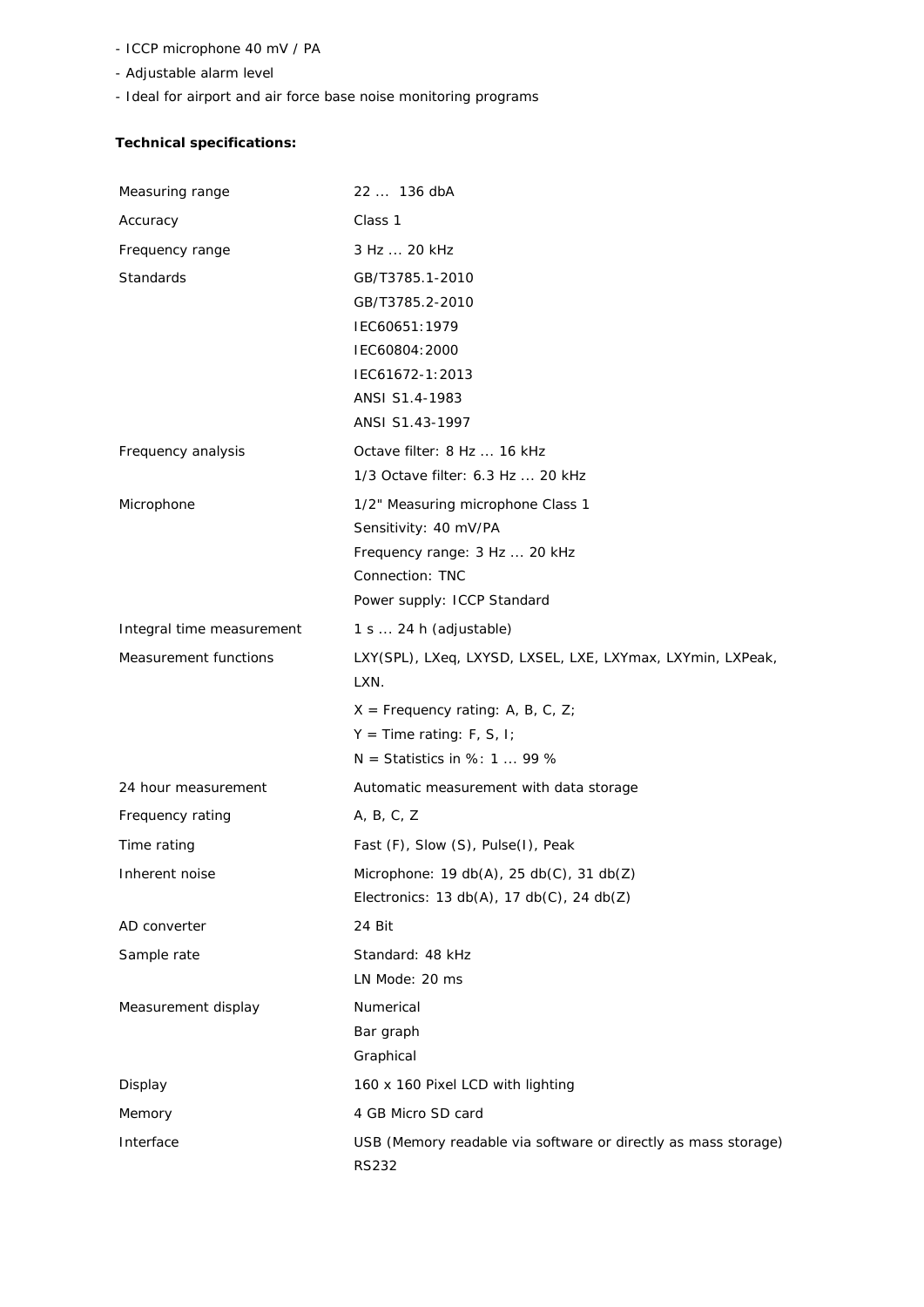- ICCP microphone 40 mV / PA
- Adjustable alarm level
- Ideal for airport and air force base noise monitoring programs

**Technical specifications:**

| | |
|---|---|
| Measuring range | 22 ... 136 dbA |
| Accuracy | Class 1 |
| Frequency range | 3 Hz ... 20 kHz |
| Standards | GB/T3785.1-2010<br>GB/T3785.2-2010<br>IEC60651:1979<br>IEC60804:2000<br>IEC61672-1:2013<br>ANSI S1.4-1983<br>ANSI S1.43-1997 |
| Frequency analysis | Octave filter: 8 Hz ... 16 kHz<br>1/3 Octave filter: 6.3 Hz ... 20 kHz |
| Microphone | 1/2" Measuring microphone Class 1<br>Sensitivity: 40 mV/PA<br>Frequency range: 3 Hz ... 20 kHz<br>Connection: TNC<br>Power supply: ICCP Standard |
| Integral time measurement | 1 s ... 24 h (adjustable) |
| Measurement functions | LXY(SPL), LXeq, LXYSD, LXSEL, LXE, LXYmax, LXYmin, LXPeak, LXN.<br>X = Frequency rating: A, B, C, Z;<br>Y = Time rating: F, S, I;<br>N = Statistics in %: 1 ... 99 % |
| 24 hour measurement | Automatic measurement with data storage |
| Frequency rating | A, B, C, Z |
| Time rating | Fast (F), Slow (S), Pulse(I), Peak |
| Inherent noise | Microphone: 19 db(A), 25 db(C), 31 db(Z)<br>Electronics: 13 db(A), 17 db(C), 24 db(Z) |
| AD converter | 24 Bit |
| Sample rate | Standard: 48 kHz<br>LN Mode: 20 ms |
| Measurement display | Numerical<br>Bar graph<br>Graphical |
| Display | 160 x 160 Pixel LCD with lighting |
| Memory | 4 GB Micro SD card |
| Interface | USB (Memory readable via software or directly as mass storage)<br>RS232 |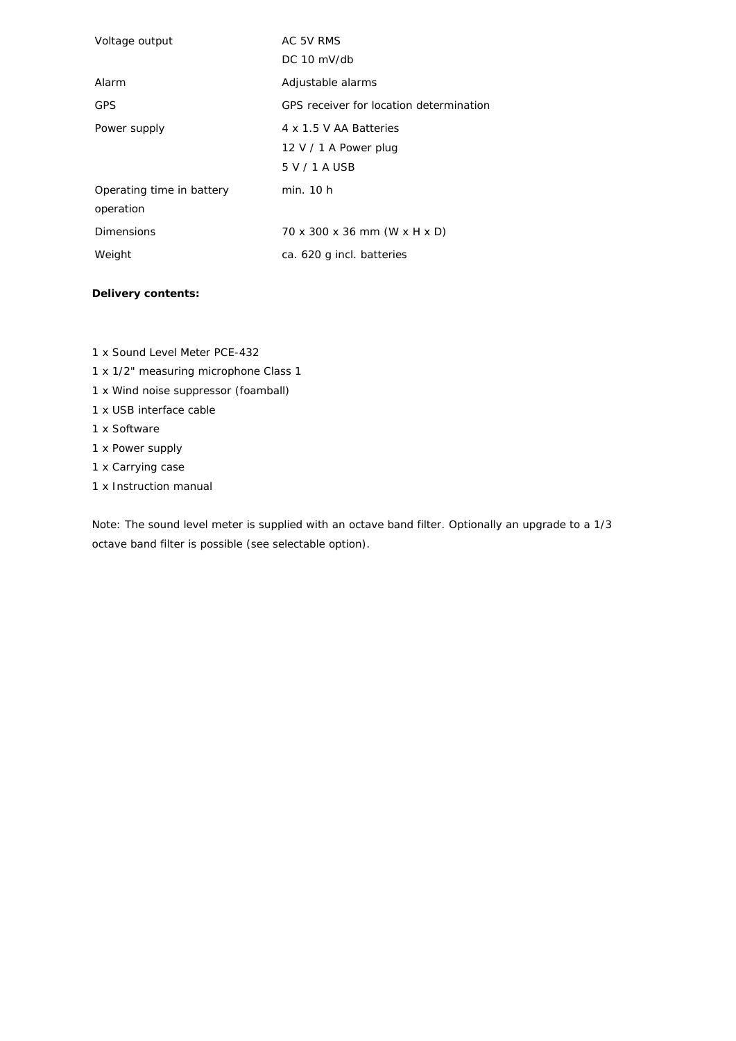| | |
|---|---|
| Voltage output | AC 5V RMS<br>DC 10 mV/db |
| Alarm | Adjustable alarms |
| GPS | GPS receiver for location determination |
| Power supply | 4 x 1.5 V AA Batteries<br>12 V / 1 A Power plug<br>5 V / 1 A USB |
| Operating time in battery operation | min. 10 h |
| Dimensions | 70 x 300 x 36 mm (W x H x D) |
| Weight | ca. 620 g incl. batteries |

**Delivery contents:**

1 x Sound Level Meter PCE-432
1 x 1/2" measuring microphone Class 1
1 x Wind noise suppressor (foamball)
1 x USB interface cable
1 x Software
1 x Power supply
1 x Carrying case
1 x Instruction manual

Note: The sound level meter is supplied with an octave band filter. Optionally an upgrade to a 1/3 octave band filter is possible (see selectable option).